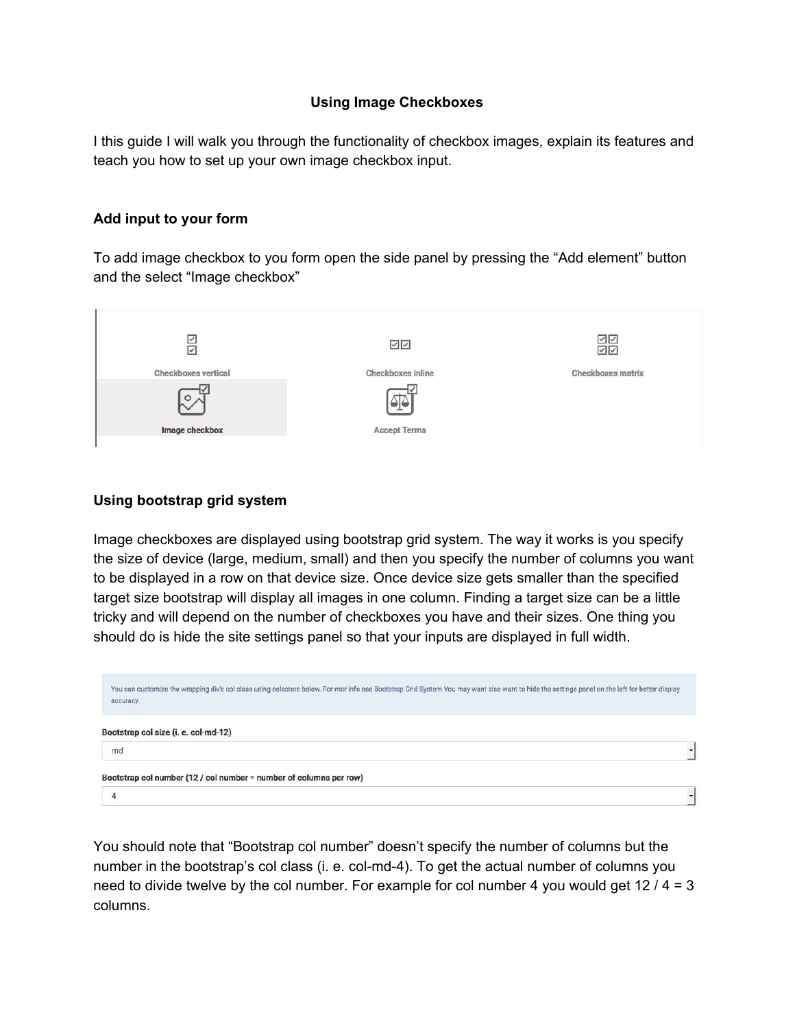**Using Image Checkboxes**

I this guide I will walk you through the functionality of checkbox images, explain its features and teach you how to set up your own image checkbox input.

**Add input to your form**

To add image checkbox to you form open the side panel by pressing the “Add element” button and the select “Image checkbox”

**Using bootstrap grid system**

Image checkboxes are displayed using bootstrap grid system. The way it works is you specify the size of device (large, medium, small) and then you specify the number of columns you want to be displayed in a row on that device size. Once device size gets smaller than the specified target size bootstrap will display all images in one column. Finding a target size can be a little tricky and will depend on the number of checkboxes you have and their sizes. One thing you should do is hide the site settings panel so that your inputs are displayed in full width.

You should note that “Bootstrap col number” doesn’t specify the number of columns but the number in the bootstrap’s col class (i. e. col-md-4). To get the actual number of columns you need to divide twelve by the col number. For example for col number 4 you would get 12 / 4 = 3 columns.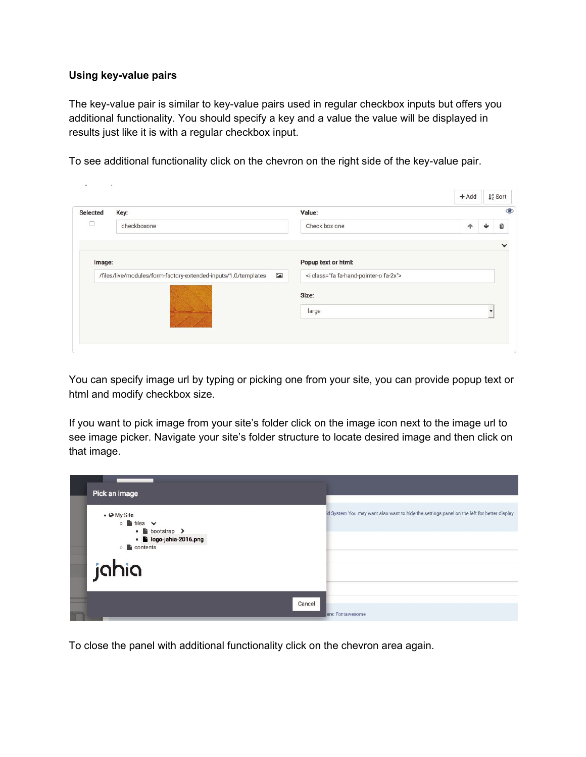### Using key-value pairs

The key-value pair is similar to key-value pairs used in regular checkbox inputs but offers you additional functionality. You should specify a key and a value the value will be displayed in results just like it is with a regular checkbox input.

To see additional functionality click on the chevron on the right side of the key-value pair.

You can specify image url by typing or picking one from your site, you can provide popup text or html and modify checkbox size.

If you want to pick image from your site's folder click on the image icon next to the image url to see image picker. Navigate your site's folder structure to locate desired image and then click on that image.

To close the panel with additional functionality click on the chevron area again.